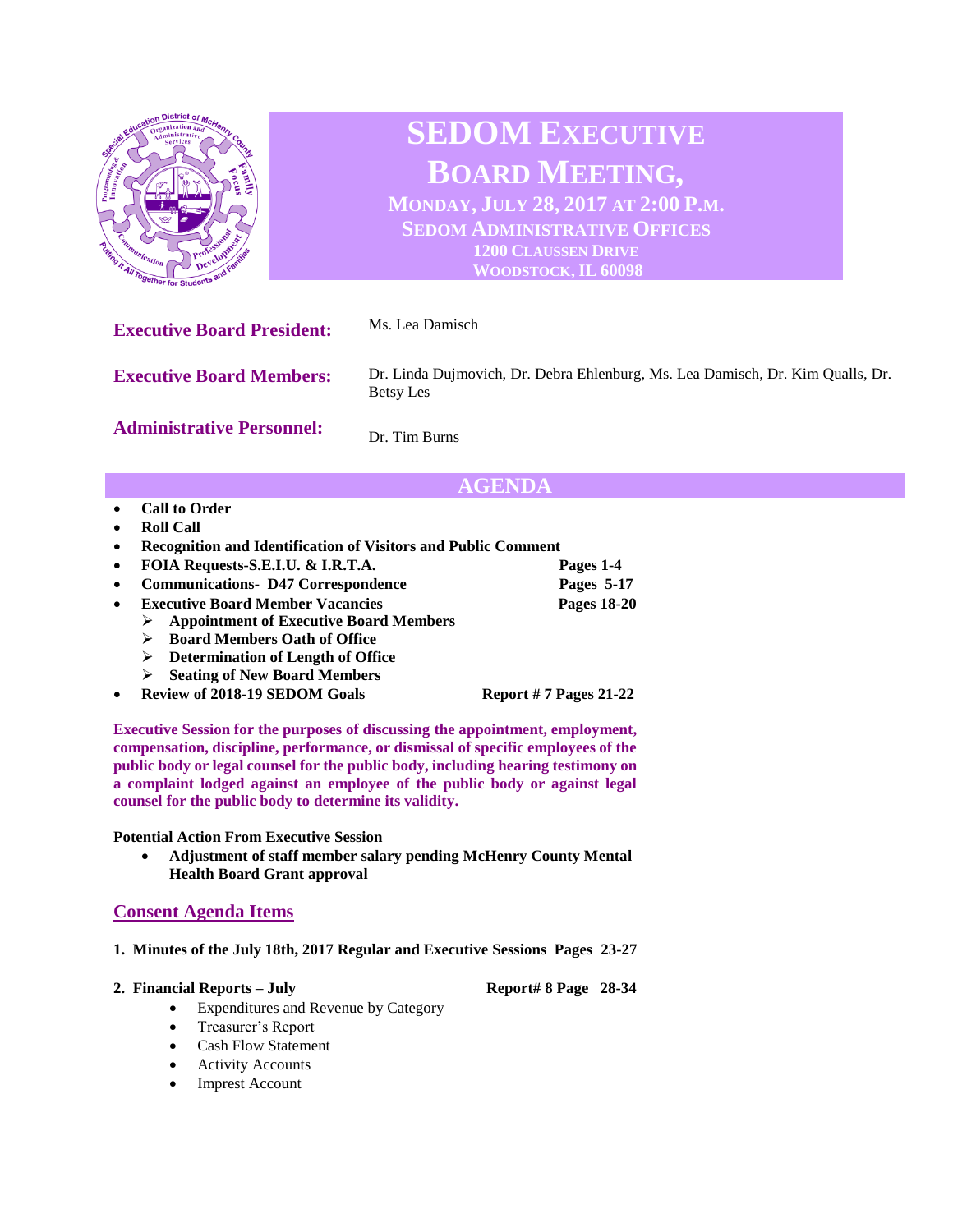# SEDOM Executive Board Meeting,

**Monday, July 28, 2017 at 2:00 P.M.**
**SEDOM Administrative Offices**
**1200 Claussen Drive**
**Woodstock, IL 60098**

**Executive Board President:** Ms. Lea Damisch

**Executive Board Members:** Dr. Linda Dujmovich, Dr. Debra Ehlenburg, Ms. Lea Damisch, Dr. Kim Qualls, Dr. Betsy Les

**Administrative Personnel:** Dr. Tim Burns

## AGENDA

- **Call to Order**
- **Roll Call**
- **Recognition and Identification of Visitors and Public Comment**
- **FOIA Requests-S.E.I.U. & I.R.T.A.** — **Pages 1-4**
- **Communications- D47 Correspondence** — **Pages 5-17**
- **Executive Board Member Vacancies** — **Pages 18-20**
  - **Appointment of Executive Board Members**
  - **Board Members Oath of Office**
  - **Determination of Length of Office**
  - **Seating of New Board Members**
- **Review of 2018-19 SEDOM Goals** — **Report # 7 Pages 21-22**

**Executive Session for the purposes of discussing the appointment, employment, compensation, discipline, performance, or dismissal of specific employees of the public body or legal counsel for the public body, including hearing testimony on a complaint lodged against an employee of the public body or against legal counsel for the public body to determine its validity.**

**Potential Action From Executive Session**

- **Adjustment of staff member salary pending McHenry County Mental Health Board Grant approval**

## Consent Agenda Items

**1. Minutes of the July 18th, 2017 Regular and Executive Sessions Pages 23-27**

**2. Financial Reports – July** — **Report# 8 Page 28-34**

- Expenditures and Revenue by Category
- Treasurer's Report
- Cash Flow Statement
- Activity Accounts
- Imprest Account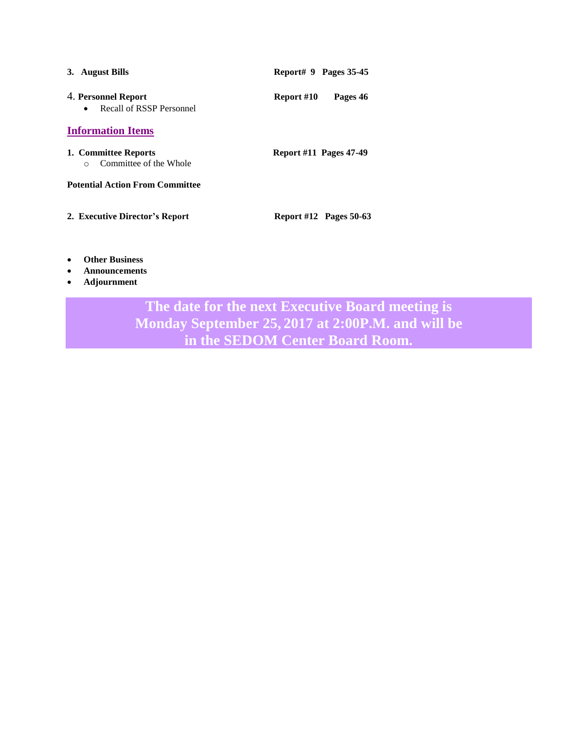**3. August Bills** **Report# 9 Pages 35-45**

4. **Personnel Report** **Report #10 Pages 46**
   - Recall of RSSP Personnel

## Information Items

**1. Committee Reports** **Report #11 Pages 47-49**
   - Committee of the Whole

**Potential Action From Committee**

**2. Executive Director's Report** **Report #12 Pages 50-63**

- **Other Business**
- **Announcements**
- **Adjournment**

**The date for the next Executive Board meeting is Monday September 25, 2017 at 2:00P.M. and will be in the SEDOM Center Board Room.**